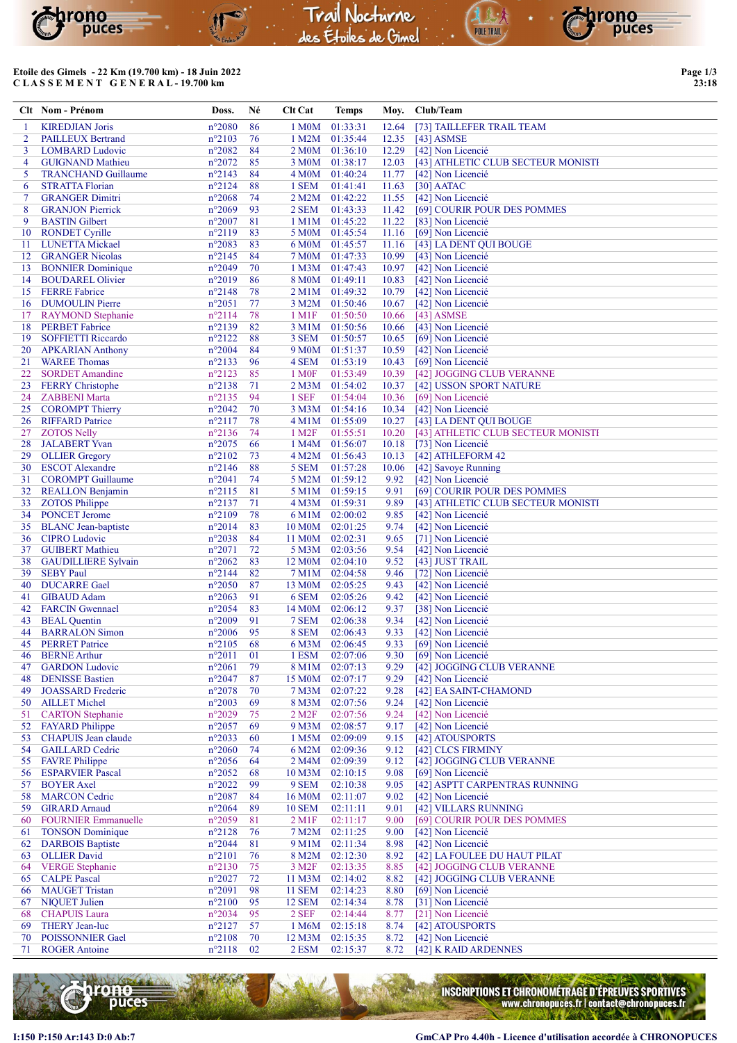**Etoile des Gimels - 22 Km (19.700 km) - 18 Juin 2022**
**C L A S S E M E N T   G E N E R A L - 19.700 km**

| Clt | Nom - Prénom | Doss. | Né | Clt Cat | Temps | Moy. | Club/Team |
|---|---|---|---|---|---|---|---|
| 1 | KIREDJIAN Joris | n°2080 | 86 | 1 M0M | 01:33:31 | 12.64 | [73] TAILLEFER TRAIL TEAM |
| 2 | PAILLEUX Bertrand | n°2103 | 76 | 1 M2M | 01:35:44 | 12.35 | [43] ASMSE |
| 3 | LOMBARD Ludovic | n°2082 | 84 | 2 M0M | 01:36:10 | 12.29 | [42] Non Licencié |
| 4 | GUIGNAND Mathieu | n°2072 | 85 | 3 M0M | 01:38:17 | 12.03 | [43] ATHLETIC CLUB SECTEUR MONISTI |
| 5 | TRANCHAND Guillaume | n°2143 | 84 | 4 M0M | 01:40:24 | 11.77 | [42] Non Licencié |
| 6 | STRATTA Florian | n°2124 | 88 | 1 SEM | 01:41:41 | 11.63 | [30] AATAC |
| 7 | GRANGER Dimitri | n°2068 | 74 | 2 M2M | 01:42:22 | 11.55 | [42] Non Licencié |
| 8 | GRANJON Pierrick | n°2069 | 93 | 2 SEM | 01:43:33 | 11.42 | [69] COURIR POUR DES POMMES |
| 9 | BASTIN Gilbert | n°2007 | 81 | 1 M1M | 01:45:22 | 11.22 | [83] Non Licencié |
| 10 | RONDET Cyrille | n°2119 | 83 | 5 M0M | 01:45:54 | 11.16 | [69] Non Licencié |
| 11 | LUNETTA Mickael | n°2083 | 83 | 6 M0M | 01:45:57 | 11.16 | [43] LA DENT QUI BOUGE |
| 12 | GRANGER Nicolas | n°2145 | 84 | 7 M0M | 01:47:33 | 10.99 | [43] Non Licencié |
| 13 | BONNIER Dominique | n°2049 | 70 | 1 M3M | 01:47:43 | 10.97 | [42] Non Licencié |
| 14 | BOUDAREL Olivier | n°2019 | 86 | 8 M0M | 01:49:11 | 10.83 | [42] Non Licencié |
| 15 | FERRE Fabrice | n°2148 | 78 | 2 M1M | 01:49:32 | 10.79 | [42] Non Licencié |
| 16 | DUMOULIN Pierre | n°2051 | 77 | 3 M2M | 01:50:46 | 10.67 | [42] Non Licencié |
| 17 | RAYMOND Stephanie | n°2114 | 78 | 1 M1F | 01:50:50 | 10.66 | [43] ASMSE |
| 18 | PERBET Fabrice | n°2139 | 82 | 3 M1M | 01:50:56 | 10.66 | [43] Non Licencié |
| 19 | SOFFIETTI Riccardo | n°2122 | 88 | 3 SEM | 01:50:57 | 10.65 | [69] Non Licencié |
| 20 | APKARIAN Anthony | n°2004 | 84 | 9 M0M | 01:51:37 | 10.59 | [42] Non Licencié |
| 21 | WAREE Thomas | n°2133 | 96 | 4 SEM | 01:53:19 | 10.43 | [69] Non Licencié |
| 22 | SORDET Amandine | n°2123 | 85 | 1 M0F | 01:53:49 | 10.39 | [42] JOGGING CLUB VERANNE |
| 23 | FERRY Christophe | n°2138 | 71 | 2 M3M | 01:54:02 | 10.37 | [42] USSON SPORT NATURE |
| 24 | ZABBENI Marta | n°2135 | 94 | 1 SEF | 01:54:04 | 10.36 | [69] Non Licencié |
| 25 | COROMPT Thierry | n°2042 | 70 | 3 M3M | 01:54:16 | 10.34 | [42] Non Licencié |
| 26 | RIFFARD Patrice | n°2117 | 78 | 4 M1M | 01:55:09 | 10.27 | [43] LA DENT QUI BOUGE |
| 27 | ZOTOS Nelly | n°2136 | 74 | 1 M2F | 01:55:51 | 10.20 | [43] ATHLETIC CLUB SECTEUR MONISTI |
| 28 | JALABERT Yvan | n°2075 | 66 | 1 M4M | 01:56:07 | 10.18 | [73] Non Licencié |
| 29 | OLLIER Gregory | n°2102 | 73 | 4 M2M | 01:56:43 | 10.13 | [42] ATHLEFORM 42 |
| 30 | ESCOT Alexandre | n°2146 | 88 | 5 SEM | 01:57:28 | 10.06 | [42] Savoye Running |
| 31 | COROMPT Guillaume | n°2041 | 74 | 5 M2M | 01:59:12 | 9.92 | [42] Non Licencié |
| 32 | REALLON Benjamin | n°2115 | 81 | 5 M1M | 01:59:15 | 9.91 | [69] COURIR POUR DES POMMES |
| 33 | ZOTOS Philippe | n°2137 | 71 | 4 M3M | 01:59:31 | 9.89 | [43] ATHLETIC CLUB SECTEUR MONISTI |
| 34 | PONCET Jerome | n°2109 | 78 | 6 M1M | 02:00:02 | 9.85 | [42] Non Licencié |
| 35 | BLANC Jean-baptiste | n°2014 | 83 | 10 M0M | 02:01:25 | 9.74 | [42] Non Licencié |
| 36 | CIPRO Ludovic | n°2038 | 84 | 11 M0M | 02:02:31 | 9.65 | [71] Non Licencié |
| 37 | GUIBERT Mathieu | n°2071 | 72 | 5 M3M | 02:03:56 | 9.54 | [42] Non Licencié |
| 38 | GAUDILLIERE Sylvain | n°2062 | 83 | 12 M0M | 02:04:10 | 9.52 | [43] JUST TRAIL |
| 39 | SEBY Paul | n°2144 | 82 | 7 M1M | 02:04:58 | 9.46 | [72] Non Licencié |
| 40 | DUCARRE Gael | n°2050 | 87 | 13 M0M | 02:05:25 | 9.43 | [42] Non Licencié |
| 41 | GIBAUD Adam | n°2063 | 91 | 6 SEM | 02:05:26 | 9.42 | [42] Non Licencié |
| 42 | FARCIN Gwennael | n°2054 | 83 | 14 M0M | 02:06:12 | 9.37 | [38] Non Licencié |
| 43 | BEAL Quentin | n°2009 | 91 | 7 SEM | 02:06:38 | 9.34 | [42] Non Licencié |
| 44 | BARRALON Simon | n°2006 | 95 | 8 SEM | 02:06:43 | 9.33 | [42] Non Licencié |
| 45 | PERRET Patrice | n°2105 | 68 | 6 M3M | 02:06:45 | 9.33 | [69] Non Licencié |
| 46 | BERNE Arthur | n°2011 | 01 | 1 ESM | 02:07:06 | 9.30 | [69] Non Licencié |
| 47 | GARDON Ludovic | n°2061 | 79 | 8 M1M | 02:07:13 | 9.29 | [42] JOGGING CLUB VERANNE |
| 48 | DENISSE Bastien | n°2047 | 87 | 15 M0M | 02:07:17 | 9.29 | [42] Non Licencié |
| 49 | JOASSARD Frederic | n°2078 | 70 | 7 M3M | 02:07:22 | 9.28 | [42] EA SAINT-CHAMOND |
| 50 | AILLET Michel | n°2003 | 69 | 8 M3M | 02:07:56 | 9.24 | [42] Non Licencié |
| 51 | CARTON Stephanie | n°2029 | 75 | 2 M2F | 02:07:56 | 9.24 | [42] Non Licencié |
| 52 | FAYARD Philippe | n°2057 | 69 | 9 M3M | 02:08:57 | 9.17 | [42] Non Licencié |
| 53 | CHAPUIS Jean claude | n°2033 | 60 | 1 M5M | 02:09:09 | 9.15 | [42] ATOUSPORTS |
| 54 | GAILLARD Cedric | n°2060 | 74 | 6 M2M | 02:09:36 | 9.12 | [42] CLCS FIRMINY |
| 55 | FAVRE Philippe | n°2056 | 64 | 2 M4M | 02:09:39 | 9.12 | [42] JOGGING CLUB VERANNE |
| 56 | ESPARVIER Pascal | n°2052 | 68 | 10 M3M | 02:10:15 | 9.08 | [69] Non Licencié |
| 57 | BOYER Axel | n°2022 | 99 | 9 SEM | 02:10:38 | 9.05 | [42] ASPTT CARPENTRAS RUNNING |
| 58 | MARCON Cedric | n°2087 | 84 | 16 M0M | 02:11:07 | 9.02 | [42] Non Licencié |
| 59 | GIRARD Arnaud | n°2064 | 89 | 10 SEM | 02:11:11 | 9.01 | [42] VILLARS RUNNING |
| 60 | FOURNIER Emmanuelle | n°2059 | 81 | 2 M1F | 02:11:17 | 9.00 | [69] COURIR POUR DES POMMES |
| 61 | TONSON Dominique | n°2128 | 76 | 7 M2M | 02:11:25 | 9.00 | [42] Non Licencié |
| 62 | DARBOIS Baptiste | n°2044 | 81 | 9 M1M | 02:11:34 | 8.98 | [42] Non Licencié |
| 63 | OLLIER David | n°2101 | 76 | 8 M2M | 02:12:30 | 8.92 | [42] LA FOULEE DU HAUT PILAT |
| 64 | VERGE Stephanie | n°2130 | 75 | 3 M2F | 02:13:35 | 8.85 | [42] JOGGING CLUB VERANNE |
| 65 | CALPE Pascal | n°2027 | 72 | 11 M3M | 02:14:02 | 8.82 | [42] JOGGING CLUB VERANNE |
| 66 | MAUGET Tristan | n°2091 | 98 | 11 SEM | 02:14:23 | 8.80 | [69] Non Licencié |
| 67 | NIQUET Julien | n°2100 | 95 | 12 SEM | 02:14:34 | 8.78 | [31] Non Licencié |
| 68 | CHAPUIS Laura | n°2034 | 95 | 2 SEF | 02:14:44 | 8.77 | [21] Non Licencié |
| 69 | THERY Jean-luc | n°2127 | 57 | 1 M6M | 02:15:18 | 8.74 | [42] ATOUSPORTS |
| 70 | POISSONNIER Gael | n°2108 | 70 | 12 M3M | 02:15:35 | 8.72 | [42] Non Licencié |
| 71 | ROGER Antoine | n°2118 | 02 | 2 ESM | 02:15:37 | 8.72 | [42] K RAID ARDENNES |

I:150 P:150 Ar:143 D:0 Ab:7

GmCAP Pro 4.40h - Licence d'utilisation accordée à CHRONOPUCES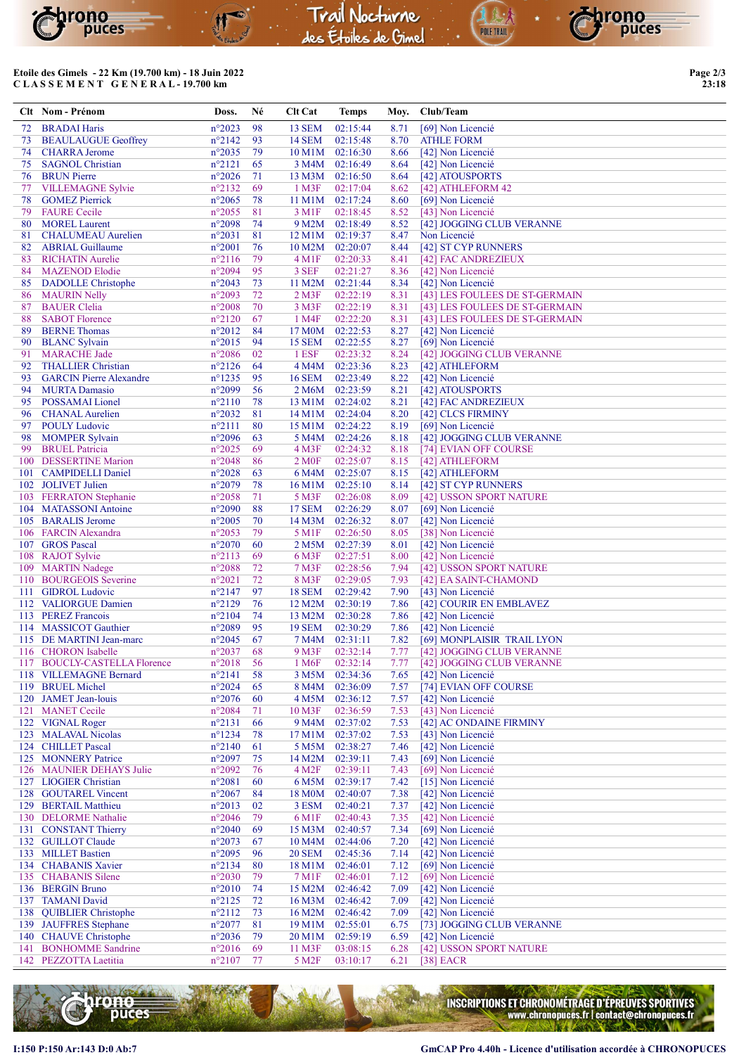**Etoile des Gimels - 22 Km (19.700 km) - 18 Juin 2022**
**C L A S S E M E N T   G E N E R A L - 19.700 km**

| Clt | Nom - Prénom | Doss. | Né | Clt Cat | Temps | Moy. | Club/Team |
|---|---|---|---|---|---|---|---|
| 72 | BRADAI Haris | n°2023 | 98 | 13 SEM | 02:15:44 | 8.71 | [69] Non Licencié |
| 73 | BEAULAUGUE Geoffrey | n°2142 | 93 | 14 SEM | 02:15:48 | 8.70 | ATHLE FORM |
| 74 | CHARRA Jerome | n°2035 | 79 | 10 M1M | 02:16:30 | 8.66 | [42] Non Licencié |
| 75 | SAGNOL Christian | n°2121 | 65 | 3 M4M | 02:16:49 | 8.64 | [42] Non Licencié |
| 76 | BRUN Pierre | n°2026 | 71 | 13 M3M | 02:16:50 | 8.64 | [42] ATOUSPORTS |
| 77 | VILLEMAGNE Sylvie | n°2132 | 69 | 1 M3F | 02:17:04 | 8.62 | [42] ATHLEFORM 42 |
| 78 | GOMEZ Pierrick | n°2065 | 78 | 11 M1M | 02:17:24 | 8.60 | [69] Non Licencié |
| 79 | FAURE Cecile | n°2055 | 81 | 3 M1F | 02:18:45 | 8.52 | [43] Non Licencié |
| 80 | MOREL Laurent | n°2098 | 74 | 9 M2M | 02:18:49 | 8.52 | [42] JOGGING CLUB VERANNE |
| 81 | CHALUMEAU Aurelien | n°2031 | 81 | 12 M1M | 02:19:37 | 8.47 | Non Licencié |
| 82 | ABRIAL Guillaume | n°2001 | 76 | 10 M2M | 02:20:07 | 8.44 | [42] ST CYP RUNNERS |
| 83 | RICHATIN Aurelie | n°2116 | 79 | 4 M1F | 02:20:33 | 8.41 | [42] FAC ANDREZIEUX |
| 84 | MAZENOD Elodie | n°2094 | 95 | 3 SEF | 02:21:27 | 8.36 | [42] Non Licencié |
| 85 | DADOLLE Christophe | n°2043 | 73 | 11 M2M | 02:21:44 | 8.34 | [42] Non Licencié |
| 86 | MAURIN Nelly | n°2093 | 72 | 2 M3F | 02:22:19 | 8.31 | [43] LES FOULEES DE ST-GERMAIN |
| 87 | BAUER Clelia | n°2008 | 70 | 3 M3F | 02:22:19 | 8.31 | [43] LES FOULEES DE ST-GERMAIN |
| 88 | SABOT Florence | n°2120 | 67 | 1 M4F | 02:22:20 | 8.31 | [43] LES FOULEES DE ST-GERMAIN |
| 89 | BERNE Thomas | n°2012 | 84 | 17 M0M | 02:22:53 | 8.27 | [42] Non Licencié |
| 90 | BLANC Sylvain | n°2015 | 94 | 15 SEM | 02:22:55 | 8.27 | [69] Non Licencié |
| 91 | MARACHE Jade | n°2086 | 02 | 1 ESF | 02:23:32 | 8.24 | [42] JOGGING CLUB VERANNE |
| 92 | THALLIER Christian | n°2126 | 64 | 4 M4M | 02:23:36 | 8.23 | [42] ATHLEFORM |
| 93 | GARCIN Pierre Alexandre | n°1235 | 95 | 16 SEM | 02:23:49 | 8.22 | [42] Non Licencié |
| 94 | MURTA Damasio | n°2099 | 56 | 2 M6M | 02:23:59 | 8.21 | [42] ATOUSPORTS |
| 95 | POSSAMAI Lionel | n°2110 | 78 | 13 M1M | 02:24:02 | 8.21 | [42] FAC ANDREZIEUX |
| 96 | CHANAL Aurelien | n°2032 | 81 | 14 M1M | 02:24:04 | 8.20 | [42] CLCS FIRMINY |
| 97 | POULY Ludovic | n°2111 | 80 | 15 M1M | 02:24:22 | 8.19 | [69] Non Licencié |
| 98 | MOMPER Sylvain | n°2096 | 63 | 5 M4M | 02:24:26 | 8.18 | [42] JOGGING CLUB VERANNE |
| 99 | BRUEL Patricia | n°2025 | 69 | 4 M3F | 02:24:32 | 8.18 | [74] EVIAN OFF COURSE |
| 100 | DESSERTINE Marion | n°2048 | 86 | 2 M0F | 02:25:07 | 8.15 | [42] ATHLEFORM |
| 101 | CAMPIDELLI Daniel | n°2028 | 63 | 6 M4M | 02:25:07 | 8.15 | [42] ATHLEFORM |
| 102 | JOLIVET Julien | n°2079 | 78 | 16 M1M | 02:25:10 | 8.14 | [42] ST CYP RUNNERS |
| 103 | FERRATON Stephanie | n°2058 | 71 | 5 M3F | 02:26:08 | 8.09 | [42] USSON SPORT NATURE |
| 104 | MATASSONI Antoine | n°2090 | 88 | 17 SEM | 02:26:29 | 8.07 | [69] Non Licencié |
| 105 | BARALIS Jerome | n°2005 | 70 | 14 M3M | 02:26:32 | 8.07 | [42] Non Licencié |
| 106 | FARCIN Alexandra | n°2053 | 79 | 5 M1F | 02:26:50 | 8.05 | [38] Non Licencié |
| 107 | GROS Pascal | n°2070 | 60 | 2 M5M | 02:27:39 | 8.01 | [42] Non Licencié |
| 108 | RAJOT Sylvie | n°2113 | 69 | 6 M3F | 02:27:51 | 8.00 | [42] Non Licencié |
| 109 | MARTIN Nadege | n°2088 | 72 | 7 M3F | 02:28:56 | 7.94 | [42] USSON SPORT NATURE |
| 110 | BOURGEOIS Severine | n°2021 | 72 | 8 M3F | 02:29:05 | 7.93 | [42] EA SAINT-CHAMOND |
| 111 | GIDROL Ludovic | n°2147 | 97 | 18 SEM | 02:29:42 | 7.90 | [43] Non Licencié |
| 112 | VALIORGUE Damien | n°2129 | 76 | 12 M2M | 02:30:19 | 7.86 | [42] COURIR EN EMBLAVEZ |
| 113 | PEREZ Francois | n°2104 | 74 | 13 M2M | 02:30:28 | 7.86 | [42] Non Licencié |
| 114 | MASSICOT Gauthier | n°2089 | 95 | 19 SEM | 02:30:29 | 7.86 | [42] Non Licencié |
| 115 | DE MARTINI Jean-marc | n°2045 | 67 | 7 M4M | 02:31:11 | 7.82 | [69] MONPLAISIR TRAIL LYON |
| 116 | CHORON Isabelle | n°2037 | 68 | 9 M3F | 02:32:14 | 7.77 | [42] JOGGING CLUB VERANNE |
| 117 | BOUCLY-CASTELLA Florence | n°2018 | 56 | 1 M6F | 02:32:14 | 7.77 | [42] JOGGING CLUB VERANNE |
| 118 | VILLEMAGNE Bernard | n°2141 | 58 | 3 M5M | 02:34:36 | 7.65 | [42] Non Licencié |
| 119 | BRUEL Michel | n°2024 | 65 | 8 M4M | 02:36:09 | 7.57 | [74] EVIAN OFF COURSE |
| 120 | JAMET Jean-louis | n°2076 | 60 | 4 M5M | 02:36:12 | 7.57 | [42] Non Licencié |
| 121 | MANET Cecile | n°2084 | 71 | 10 M3F | 02:36:59 | 7.53 | [43] Non Licencié |
| 122 | VIGNAL Roger | n°2131 | 66 | 9 M4M | 02:37:02 | 7.53 | [42] AC ONDAINE FIRMINY |
| 123 | MALAVAL Nicolas | n°1234 | 78 | 17 M1M | 02:37:02 | 7.53 | [43] Non Licencié |
| 124 | CHILLET Pascal | n°2140 | 61 | 5 M5M | 02:38:27 | 7.46 | [42] Non Licencié |
| 125 | MONNERY Patrice | n°2097 | 75 | 14 M2M | 02:39:11 | 7.43 | [69] Non Licencié |
| 126 | MAUNIER DEHAYS Julie | n°2092 | 76 | 4 M2F | 02:39:11 | 7.43 | [69] Non Licencié |
| 127 | LIOGIER Christian | n°2081 | 60 | 6 M5M | 02:39:17 | 7.42 | [15] Non Licencié |
| 128 | GOUTAREL Vincent | n°2067 | 84 | 18 M0M | 02:40:07 | 7.38 | [42] Non Licencié |
| 129 | BERTAIL Matthieu | n°2013 | 02 | 3 ESM | 02:40:21 | 7.37 | [42] Non Licencié |
| 130 | DELORME Nathalie | n°2046 | 79 | 6 M1F | 02:40:43 | 7.35 | [42] Non Licencié |
| 131 | CONSTANT Thierry | n°2040 | 69 | 15 M3M | 02:40:57 | 7.34 | [69] Non Licencié |
| 132 | GUILLOT Claude | n°2073 | 67 | 10 M4M | 02:44:06 | 7.20 | [42] Non Licencié |
| 133 | MILLET Bastien | n°2095 | 96 | 20 SEM | 02:45:36 | 7.14 | [42] Non Licencié |
| 134 | CHABANIS Xavier | n°2134 | 80 | 18 M1M | 02:46:01 | 7.12 | [69] Non Licencié |
| 135 | CHABANIS Silene | n°2030 | 79 | 7 M1F | 02:46:01 | 7.12 | [69] Non Licencié |
| 136 | BERGIN Bruno | n°2010 | 74 | 15 M2M | 02:46:42 | 7.09 | [42] Non Licencié |
| 137 | TAMANI David | n°2125 | 72 | 16 M3M | 02:46:42 | 7.09 | [42] Non Licencié |
| 138 | QUIBLIER Christophe | n°2112 | 73 | 16 M2M | 02:46:42 | 7.09 | [42] Non Licencié |
| 139 | JAUFFRES Stephane | n°2077 | 81 | 19 M1M | 02:55:01 | 6.75 | [73] JOGGING CLUB VERANNE |
| 140 | CHAUVE Christophe | n°2036 | 79 | 20 M1M | 02:59:19 | 6.59 | [42] Non Licencié |
| 141 | BONHOMME Sandrine | n°2016 | 69 | 11 M3F | 03:08:15 | 6.28 | [42] USSON SPORT NATURE |
| 142 | PEZZOTTA Laetitia | n°2107 | 77 | 5 M2F | 03:10:17 | 6.21 | [38] EACR |

I:150 P:150 Ar:143 D:0 Ab:7

GmCAP Pro 4.40h - Licence d'utilisation accordée à CHRONOPUCES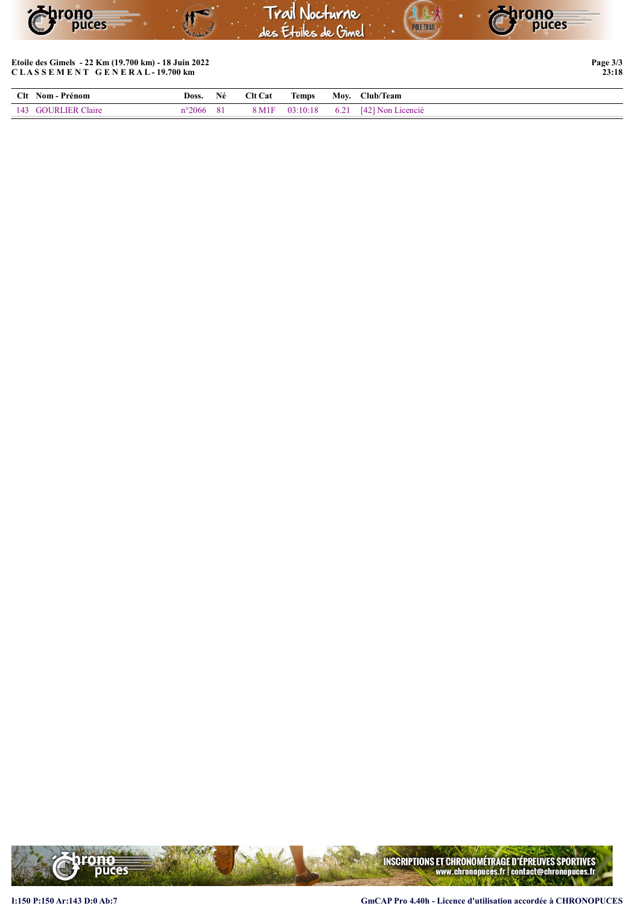**Etoile des Gimels - 22 Km (19.700 km) - 18 Juin 2022**
**CLASSEMENT GENERAL - 19.700 km**

| Clt | Nom - Prénom | Doss. | Né | Clt Cat | Temps | Moy. | Club/Team |
|---|---|---|---|---|---|---|---|
| 143 | GOURLIER Claire | n°2066 | 81 | 8 M1F | 03:10:18 | 6.21 | [42] Non Licencié |

I:150 P:150 Ar:143 D:0 Ab:7

GmCAP Pro 4.40h - Licence d'utilisation accordée à CHRONOPUCES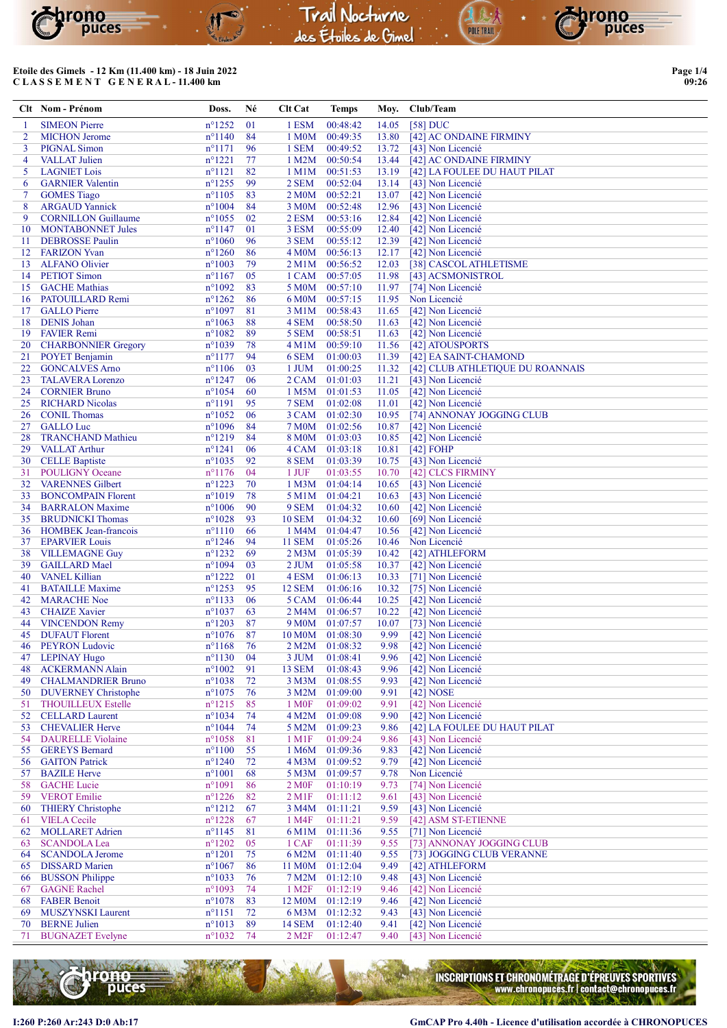**Etoile des Gimels - 12 Km (11.400 km) - 18 Juin 2022**
**C L A S S E M E N T G E N E R A L - 11.400 km**

| Clt | Nom - Prénom | Doss. | Né | Clt Cat | Temps | Moy. | Club/Team |
|---|---|---|---|---|---|---|---|
| 1 | SIMEON Pierre | n°1252 | 01 | 1 ESM | 00:48:42 | 14.05 | [58] DUC |
| 2 | MICHON Jerome | n°1140 | 84 | 1 M0M | 00:49:35 | 13.80 | [42] AC ONDAINE FIRMINY |
| 3 | PIGNAL Simon | n°1171 | 96 | 1 SEM | 00:49:52 | 13.72 | [43] Non Licencié |
| 4 | VALLAT Julien | n°1221 | 77 | 1 M2M | 00:50:54 | 13.44 | [42] AC ONDAINE FIRMINY |
| 5 | LAGNIET Lois | n°1121 | 82 | 1 M1M | 00:51:53 | 13.19 | [42] LA FOULEE DU HAUT PILAT |
| 6 | GARNIER Valentin | n°1255 | 99 | 2 SEM | 00:52:04 | 13.14 | [43] Non Licencié |
| 7 | GOMES Tiago | n°1105 | 83 | 2 M0M | 00:52:21 | 13.07 | [42] Non Licencié |
| 8 | ARGAUD Yannick | n°1004 | 84 | 3 M0M | 00:52:48 | 12.96 | [43] Non Licencié |
| 9 | CORNILLON Guillaume | n°1055 | 02 | 2 ESM | 00:53:16 | 12.84 | [42] Non Licencié |
| 10 | MONTABONNET Jules | n°1147 | 01 | 3 ESM | 00:55:09 | 12.40 | [42] Non Licencié |
| 11 | DEBROSSE Paulin | n°1060 | 96 | 3 SEM | 00:55:12 | 12.39 | [42] Non Licencié |
| 12 | FARIZON Yvan | n°1260 | 86 | 4 M0M | 00:56:13 | 12.17 | [42] Non Licencié |
| 13 | ALFANO Olivier | n°1003 | 79 | 2 M1M | 00:56:52 | 12.03 | [38] CASCOL ATHLETISME |
| 14 | PETIOT Simon | n°1167 | 05 | 1 CAM | 00:57:05 | 11.98 | [43] ACSMONISTROL |
| 15 | GACHE Mathias | n°1092 | 83 | 5 M0M | 00:57:10 | 11.97 | [74] Non Licencié |
| 16 | PATOUILLARD Remi | n°1262 | 86 | 6 M0M | 00:57:15 | 11.95 | Non Licencié |
| 17 | GALLO Pierre | n°1097 | 81 | 3 M1M | 00:58:43 | 11.65 | [42] Non Licencié |
| 18 | DENIS Johan | n°1063 | 88 | 4 SEM | 00:58:50 | 11.63 | [42] Non Licencié |
| 19 | FAVIER Remi | n°1082 | 89 | 5 SEM | 00:58:51 | 11.63 | [42] Non Licencié |
| 20 | CHARBONNIER Gregory | n°1039 | 78 | 4 M1M | 00:59:10 | 11.56 | [42] ATOUSPORTS |
| 21 | POYET Benjamin | n°1177 | 94 | 6 SEM | 01:00:03 | 11.39 | [42] EA SAINT-CHAMOND |
| 22 | GONCALVES Arno | n°1106 | 03 | 1 JUM | 01:00:25 | 11.32 | [42] CLUB ATHLETIQUE DU ROANNAIS |
| 23 | TALAVERA Lorenzo | n°1247 | 06 | 2 CAM | 01:01:03 | 11.21 | [43] Non Licencié |
| 24 | CORNIER Bruno | n°1054 | 60 | 1 M5M | 01:01:53 | 11.05 | [42] Non Licencié |
| 25 | RICHARD Nicolas | n°1191 | 95 | 7 SEM | 01:02:08 | 11.01 | [42] Non Licencié |
| 26 | CONIL Thomas | n°1052 | 06 | 3 CAM | 01:02:30 | 10.95 | [74] ANNONAY JOGGING CLUB |
| 27 | GALLO Luc | n°1096 | 84 | 7 M0M | 01:02:56 | 10.87 | [42] Non Licencié |
| 28 | TRANCHAND Mathieu | n°1219 | 84 | 8 M0M | 01:03:03 | 10.85 | [42] Non Licencié |
| 29 | VALLAT Arthur | n°1241 | 06 | 4 CAM | 01:03:18 | 10.81 | [42] FOHP |
| 30 | CELLE Baptiste | n°1035 | 92 | 8 SEM | 01:03:39 | 10.75 | [43] Non Licencié |
| 31 | POULIGNY Oceane | n°1176 | 04 | 1 JUF | 01:03:55 | 10.70 | [42] CLCS FIRMINY |
| 32 | VARENNES Gilbert | n°1223 | 70 | 1 M3M | 01:04:14 | 10.65 | [43] Non Licencié |
| 33 | BONCOMPAIN Florent | n°1019 | 78 | 5 M1M | 01:04:21 | 10.63 | [43] Non Licencié |
| 34 | BARRALON Maxime | n°1006 | 90 | 9 SEM | 01:04:32 | 10.60 | [42] Non Licencié |
| 35 | BRUDNICKI Thomas | n°1028 | 93 | 10 SEM | 01:04:32 | 10.60 | [69] Non Licencié |
| 36 | HOMBEK Jean-francois | n°1110 | 66 | 1 M4M | 01:04:47 | 10.56 | [42] Non Licencié |
| 37 | EPARVIER Louis | n°1246 | 94 | 11 SEM | 01:05:26 | 10.46 | Non Licencié |
| 38 | VILLEMAGNE Guy | n°1232 | 69 | 2 M3M | 01:05:39 | 10.42 | [42] ATHLEFORM |
| 39 | GAILLARD Mael | n°1094 | 03 | 2 JUM | 01:05:58 | 10.37 | [42] Non Licencié |
| 40 | VANEL Killian | n°1222 | 01 | 4 ESM | 01:06:13 | 10.33 | [71] Non Licencié |
| 41 | BATAILLE Maxime | n°1253 | 95 | 12 SEM | 01:06:16 | 10.32 | [75] Non Licencié |
| 42 | MARACHE Noe | n°1133 | 06 | 5 CAM | 01:06:44 | 10.25 | [42] Non Licencié |
| 43 | CHAIZE Xavier | n°1037 | 63 | 2 M4M | 01:06:57 | 10.22 | [42] Non Licencié |
| 44 | VINCENDON Remy | n°1203 | 87 | 9 M0M | 01:07:57 | 10.07 | [73] Non Licencié |
| 45 | DUFAUT Florent | n°1076 | 87 | 10 M0M | 01:08:30 | 9.99 | [42] Non Licencié |
| 46 | PEYRON Ludovic | n°1168 | 76 | 2 M2M | 01:08:32 | 9.98 | [42] Non Licencié |
| 47 | LEPINAY Hugo | n°1130 | 04 | 3 JUM | 01:08:41 | 9.96 | [42] Non Licencié |
| 48 | ACKERMANN Alain | n°1002 | 91 | 13 SEM | 01:08:43 | 9.96 | [42] Non Licencié |
| 49 | CHALMANDRIER Bruno | n°1038 | 72 | 3 M3M | 01:08:55 | 9.93 | [42] Non Licencié |
| 50 | DUVERNEY Christophe | n°1075 | 76 | 3 M2M | 01:09:00 | 9.91 | [42] NOSE |
| 51 | THOUILLEUX Estelle | n°1215 | 85 | 1 M0F | 01:09:02 | 9.91 | [42] Non Licencié |
| 52 | CELLARD Laurent | n°1034 | 74 | 4 M2M | 01:09:08 | 9.90 | [42] Non Licencié |
| 53 | CHEVALIER Herve | n°1044 | 74 | 5 M2M | 01:09:23 | 9.86 | [42] LA FOULEE DU HAUT PILAT |
| 54 | DAURELLE Violaine | n°1058 | 81 | 1 M1F | 01:09:24 | 9.86 | [43] Non Licencié |
| 55 | GERELYS Bernard | n°1100 | 55 | 1 M6M | 01:09:36 | 9.83 | [42] Non Licencié |
| 56 | GAITON Patrick | n°1240 | 72 | 4 M3M | 01:09:52 | 9.79 | [42] Non Licencié |
| 57 | BAZILE Herve | n°1001 | 68 | 5 M3M | 01:09:57 | 9.78 | Non Licencié |
| 58 | GACHE Lucie | n°1091 | 86 | 2 M0F | 01:10:19 | 9.73 | [74] Non Licencié |
| 59 | VEROT Emilie | n°1226 | 82 | 2 M1F | 01:11:12 | 9.61 | [43] Non Licencié |
| 60 | THIERY Christophe | n°1212 | 67 | 3 M4M | 01:11:21 | 9.59 | [43] Non Licencié |
| 61 | VIELA Cecile | n°1228 | 67 | 1 M4F | 01:11:21 | 9.59 | [42] ASM ST-ETIENNE |
| 62 | MOLLARET Adrien | n°1145 | 81 | 6 M1M | 01:11:36 | 9.55 | [71] Non Licencié |
| 63 | SCANDOLA Lea | n°1202 | 05 | 1 CAF | 01:11:39 | 9.55 | [73] ANNONAY JOGGING CLUB |
| 64 | SCANDOLA Jerome | n°1201 | 75 | 6 M2M | 01:11:40 | 9.55 | [73] JOGGING CLUB VERANNE |
| 65 | DISSARD Marien | n°1067 | 86 | 11 M0M | 01:12:04 | 9.49 | [42] ATHLEFORM |
| 66 | BUSSON Philippe | n°1033 | 76 | 7 M2M | 01:12:10 | 9.48 | [43] Non Licencié |
| 67 | GAGNE Rachel | n°1093 | 74 | 1 M2F | 01:12:19 | 9.46 | [42] Non Licencié |
| 68 | FABER Benoit | n°1078 | 83 | 12 M0M | 01:12:19 | 9.46 | [42] Non Licencié |
| 69 | MUSZYNSKI Laurent | n°1151 | 72 | 6 M3M | 01:12:32 | 9.43 | [43] Non Licencié |
| 70 | BERNE Julien | n°1013 | 89 | 14 SEM | 01:12:40 | 9.41 | [42] Non Licencié |
| 71 | BUGNAZET Evelyne | n°1032 | 74 | 2 M2F | 01:12:47 | 9.40 | [43] Non Licencié |

INSCRIPTIONS ET CHRONOMÉTRAGE D'ÉPREUVES SPORTIVES
www.chronopuces.fr | contact@chronopuces.fr

I:260 P:260 Ar:243 D:0 Ab:17

GmCAP Pro 4.40h - Licence d'utilisation accordée à CHRONOPUCES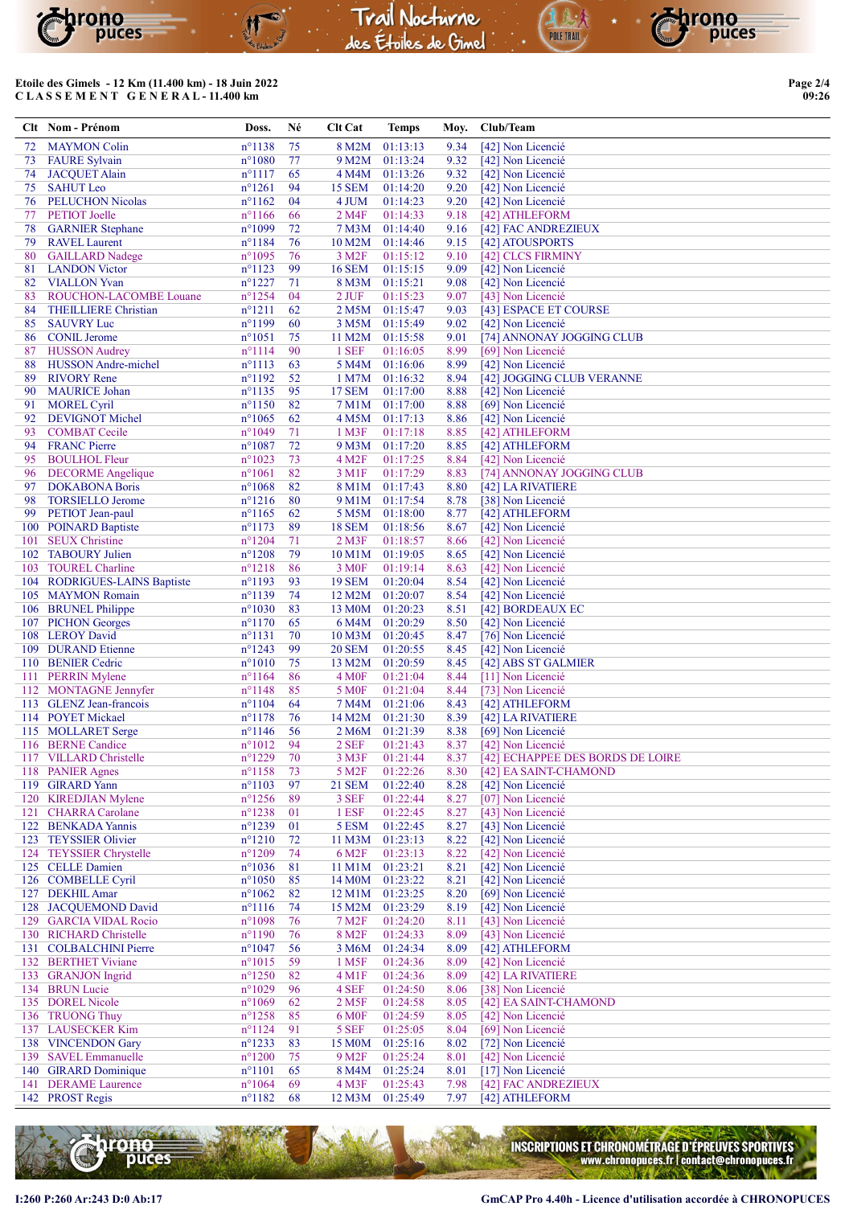Etoile des Gimels - 12 Km (11.400 km) - 18 Juin 2022
CLASSEMENT GENERAL - 11.400 km

| Clt | Nom - Prénom | Doss. | Né | Clt Cat | Temps | Moy. | Club/Team |
|---|---|---|---|---|---|---|---|
| 72 | MAYMON Colin | n°1138 | 75 | 8 M2M | 01:13:13 | 9.34 | [42] Non Licencié |
| 73 | FAURE Sylvain | n°1080 | 77 | 9 M2M | 01:13:24 | 9.32 | [42] Non Licencié |
| 74 | JACQUET Alain | n°1117 | 65 | 4 M4M | 01:13:26 | 9.32 | [42] Non Licencié |
| 75 | SAHUT Leo | n°1261 | 94 | 15 SEM | 01:14:20 | 9.20 | [42] Non Licencié |
| 76 | PELUCHON Nicolas | n°1162 | 04 | 4 JUM | 01:14:23 | 9.20 | [42] Non Licencié |
| 77 | PETIOT Joelle | n°1166 | 66 | 2 M4F | 01:14:33 | 9.18 | [42] ATHLEFORM |
| 78 | GARNIER Stephane | n°1099 | 72 | 7 M3M | 01:14:40 | 9.16 | [42] FAC ANDREZIEUX |
| 79 | RAVEL Laurent | n°1184 | 76 | 10 M2M | 01:14:46 | 9.15 | [42] ATOUSPORTS |
| 80 | GAILLARD Nadege | n°1095 | 76 | 3 M2F | 01:15:12 | 9.10 | [42] CLCS FIRMINY |
| 81 | LANDON Victor | n°1123 | 99 | 16 SEM | 01:15:15 | 9.09 | [42] Non Licencié |
| 82 | VIALLON Yvan | n°1227 | 71 | 8 M3M | 01:15:21 | 9.08 | [42] Non Licencié |
| 83 | ROUCHON-LACOMBE Louane | n°1254 | 04 | 2 JUF | 01:15:23 | 9.07 | [43] Non Licencié |
| 84 | THEILLIERE Christian | n°1211 | 62 | 2 M5M | 01:15:47 | 9.03 | [43] ESPACE ET COURSE |
| 85 | SAUVRY Luc | n°1199 | 60 | 3 M5M | 01:15:49 | 9.02 | [42] Non Licencié |
| 86 | CONIL Jerome | n°1051 | 75 | 11 M2M | 01:15:58 | 9.01 | [74] ANNONAY JOGGING CLUB |
| 87 | HUSSON Audrey | n°1114 | 90 | 1 SEF | 01:16:05 | 8.99 | [69] Non Licencié |
| 88 | HUSSON Andre-michel | n°1113 | 63 | 5 M4M | 01:16:06 | 8.99 | [42] Non Licencié |
| 89 | RIVORY Rene | n°1192 | 52 | 1 M7M | 01:16:32 | 8.94 | [42] JOGGING CLUB VERANNE |
| 90 | MAURICE Johan | n°1135 | 95 | 17 SEM | 01:17:00 | 8.88 | [42] Non Licencié |
| 91 | MOREL Cyril | n°1150 | 82 | 7 M1M | 01:17:00 | 8.88 | [69] Non Licencié |
| 92 | DEVIGNOT Michel | n°1065 | 62 | 4 M5M | 01:17:13 | 8.86 | [42] Non Licencié |
| 93 | COMBAT Cecile | n°1049 | 71 | 1 M3F | 01:17:18 | 8.85 | [42] ATHLEFORM |
| 94 | FRANC Pierre | n°1087 | 72 | 9 M3M | 01:17:20 | 8.85 | [42] ATHLEFORM |
| 95 | BOULHOL Fleur | n°1023 | 73 | 4 M2F | 01:17:25 | 8.84 | [42] Non Licencié |
| 96 | DECORME Angelique | n°1061 | 82 | 3 M1F | 01:17:29 | 8.83 | [74] ANNONAY JOGGING CLUB |
| 97 | DOKABONA Boris | n°1068 | 82 | 8 M1M | 01:17:43 | 8.80 | [42] LA RIVATIERE |
| 98 | TORSIELLO Jerome | n°1216 | 80 | 9 M1M | 01:17:54 | 8.78 | [38] Non Licencié |
| 99 | PETIOT Jean-paul | n°1165 | 62 | 5 M5M | 01:18:00 | 8.77 | [42] ATHLEFORM |
| 100 | POINARD Baptiste | n°1173 | 89 | 18 SEM | 01:18:56 | 8.67 | [42] Non Licencié |
| 101 | SEUX Christine | n°1204 | 71 | 2 M3F | 01:18:57 | 8.66 | [42] Non Licencié |
| 102 | TABOURY Julien | n°1208 | 79 | 10 M1M | 01:19:05 | 8.65 | [42] Non Licencié |
| 103 | TOUREL Charline | n°1218 | 86 | 3 M0F | 01:19:14 | 8.63 | [42] Non Licencié |
| 104 | RODRIGUES-LAINS Baptiste | n°1193 | 93 | 19 SEM | 01:20:04 | 8.54 | [42] Non Licencié |
| 105 | MAYMON Romain | n°1139 | 74 | 12 M2M | 01:20:07 | 8.54 | [42] Non Licencié |
| 106 | BRUNEL Philippe | n°1030 | 83 | 13 M0M | 01:20:23 | 8.51 | [42] BORDEAUX EC |
| 107 | PICHON Georges | n°1170 | 65 | 6 M4M | 01:20:29 | 8.50 | [42] Non Licencié |
| 108 | LEROY David | n°1131 | 70 | 10 M3M | 01:20:45 | 8.47 | [76] Non Licencié |
| 109 | DURAND Etienne | n°1243 | 99 | 20 SEM | 01:20:55 | 8.45 | [42] Non Licencié |
| 110 | BENIER Cedric | n°1010 | 75 | 13 M2M | 01:20:59 | 8.45 | [42] ABS ST GALMIER |
| 111 | PERRIN Mylene | n°1164 | 86 | 4 M0F | 01:21:04 | 8.44 | [11] Non Licencié |
| 112 | MONTAGNE Jennyfer | n°1148 | 85 | 5 M0F | 01:21:04 | 8.44 | [73] Non Licencié |
| 113 | GLENZ Jean-francois | n°1104 | 64 | 7 M4M | 01:21:06 | 8.43 | [42] ATHLEFORM |
| 114 | POYET Mickael | n°1178 | 76 | 14 M2M | 01:21:30 | 8.39 | [42] LA RIVATIERE |
| 115 | MOLLARET Serge | n°1146 | 56 | 2 M6M | 01:21:39 | 8.38 | [69] Non Licencié |
| 116 | BERNE Candice | n°1012 | 94 | 2 SEF | 01:21:43 | 8.37 | [42] Non Licencié |
| 117 | VILLARD Christelle | n°1229 | 70 | 3 M3F | 01:21:44 | 8.37 | [42] ECHAPPEE DES BORDS DE LOIRE |
| 118 | PANIER Agnes | n°1158 | 73 | 5 M2F | 01:22:26 | 8.30 | [42] EA SAINT-CHAMOND |
| 119 | GIRARD Yann | n°1103 | 97 | 21 SEM | 01:22:40 | 8.28 | [42] Non Licencié |
| 120 | KIREDJIAN Mylene | n°1256 | 89 | 3 SEF | 01:22:44 | 8.27 | [07] Non Licencié |
| 121 | CHARRA Carolane | n°1238 | 01 | 1 ESF | 01:22:45 | 8.27 | [43] Non Licencié |
| 122 | BENKADA Yannis | n°1239 | 01 | 5 ESM | 01:22:45 | 8.27 | [43] Non Licencié |
| 123 | TEYSSIER Olivier | n°1210 | 72 | 11 M3M | 01:23:13 | 8.22 | [42] Non Licencié |
| 124 | TEYSSIER Chrystelle | n°1209 | 74 | 6 M2F | 01:23:13 | 8.22 | [42] Non Licencié |
| 125 | CELLE Damien | n°1036 | 81 | 11 M1M | 01:23:21 | 8.21 | [42] Non Licencié |
| 126 | COMBELLE Cyril | n°1050 | 85 | 14 M0M | 01:23:22 | 8.21 | [42] Non Licencié |
| 127 | DEKHIL Amar | n°1062 | 82 | 12 M1M | 01:23:25 | 8.20 | [69] Non Licencié |
| 128 | JACQUEMOND David | n°1116 | 74 | 15 M2M | 01:23:29 | 8.19 | [42] Non Licencié |
| 129 | GARCIA VIDAL Rocio | n°1098 | 76 | 7 M2F | 01:24:20 | 8.11 | [43] Non Licencié |
| 130 | RICHARD Christelle | n°1190 | 76 | 8 M2F | 01:24:33 | 8.09 | [43] Non Licencié |
| 131 | COLBALCHINI Pierre | n°1047 | 56 | 3 M6M | 01:24:34 | 8.09 | [42] ATHLEFORM |
| 132 | BERTHET Viviane | n°1015 | 59 | 1 M5F | 01:24:36 | 8.09 | [42] Non Licencié |
| 133 | GRANJON Ingrid | n°1250 | 82 | 4 M1F | 01:24:36 | 8.09 | [42] LA RIVATIERE |
| 134 | BRUN Lucie | n°1029 | 96 | 4 SEF | 01:24:50 | 8.06 | [38] Non Licencié |
| 135 | DOREL Nicole | n°1069 | 62 | 2 M5F | 01:24:58 | 8.05 | [42] EA SAINT-CHAMOND |
| 136 | TRUONG Thuy | n°1258 | 85 | 6 M0F | 01:24:59 | 8.05 | [42] Non Licencié |
| 137 | LAUSECKER Kim | n°1124 | 91 | 5 SEF | 01:25:05 | 8.04 | [69] Non Licencié |
| 138 | VINCENDON Gary | n°1233 | 83 | 15 M0M | 01:25:16 | 8.02 | [72] Non Licencié |
| 139 | SAVEL Emmanuelle | n°1200 | 75 | 9 M2F | 01:25:24 | 8.01 | [42] Non Licencié |
| 140 | GIRARD Dominique | n°1101 | 65 | 8 M4M | 01:25:24 | 8.01 | [17] Non Licencié |
| 141 | DERAME Laurence | n°1064 | 69 | 4 M3F | 01:25:43 | 7.98 | [42] FAC ANDREZIEUX |
| 142 | PROST Regis | n°1182 | 68 | 12 M3M | 01:25:49 | 7.97 | [42] ATHLEFORM |

I:260 P:260 Ar:243 D:0 Ab:17

GmCAP Pro 4.40h - Licence d'utilisation accordée à CHRONOPUCES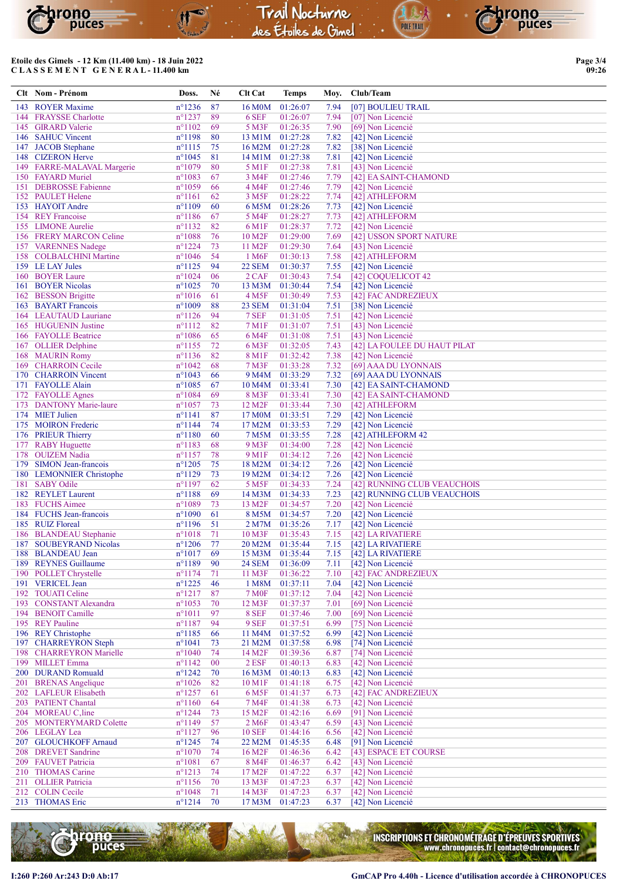**Etoile des Gimels - 12 Km (11.400 km) - 18 Juin 2022**
**C L A S S E M E N T G E N E R A L - 11.400 km**

| Clt | Nom - Prénom | Doss. | Né | Clt Cat | Temps | Moy. | Club/Team |
|---|---|---|---|---|---|---|---|
| 143 | ROYER Maxime | n°1236 | 87 | 16 M0M | 01:26:07 | 7.94 | [07] BOULIEU TRAIL |
| 144 | FRAYSSE Charlotte | n°1237 | 89 | 6 SEF | 01:26:07 | 7.94 | [07] Non Licencié |
| 145 | GIRARD Valerie | n°1102 | 69 | 5 M3F | 01:26:35 | 7.90 | [69] Non Licencié |
| 146 | SAHUC Vincent | n°1198 | 80 | 13 M1M | 01:27:28 | 7.82 | [42] Non Licencié |
| 147 | JACOB Stephane | n°1115 | 75 | 16 M2M | 01:27:28 | 7.82 | [38] Non Licencié |
| 148 | CIZERON Herve | n°1045 | 81 | 14 M1M | 01:27:38 | 7.81 | [42] Non Licencié |
| 149 | FARRE-MALAVAL Margerie | n°1079 | 80 | 5 M1F | 01:27:38 | 7.81 | [43] Non Licencié |
| 150 | FAYARD Muriel | n°1083 | 67 | 3 M4F | 01:27:46 | 7.79 | [42] EA SAINT-CHAMOND |
| 151 | DEBROSSE Fabienne | n°1059 | 66 | 4 M4F | 01:27:46 | 7.79 | [42] Non Licencié |
| 152 | PAULET Helene | n°1161 | 62 | 3 M5F | 01:28:22 | 7.74 | [42] ATHLEFORM |
| 153 | HAYOIT Andre | n°1109 | 60 | 6 M5M | 01:28:26 | 7.73 | [42] Non Licencié |
| 154 | REY Francoise | n°1186 | 67 | 5 M4F | 01:28:27 | 7.73 | [42] ATHLEFORM |
| 155 | LIMONE Aurelie | n°1132 | 82 | 6 M1F | 01:28:37 | 7.72 | [42] Non Licencié |
| 156 | FRERY MARCON Celine | n°1088 | 76 | 10 M2F | 01:29:00 | 7.69 | [42] USSON SPORT NATURE |
| 157 | VARENNES Nadege | n°1224 | 73 | 11 M2F | 01:29:30 | 7.64 | [43] Non Licencié |
| 158 | COLBALCHINI Martine | n°1046 | 54 | 1 M6F | 01:30:13 | 7.58 | [42] ATHLEFORM |
| 159 | LE LAY Jules | n°1125 | 94 | 22 SEM | 01:30:37 | 7.55 | [42] Non Licencié |
| 160 | BOYER Laure | n°1024 | 06 | 2 CAF | 01:30:43 | 7.54 | [42] COQUELICOT 42 |
| 161 | BOYER Nicolas | n°1025 | 70 | 13 M3M | 01:30:44 | 7.54 | [42] Non Licencié |
| 162 | BESSON Brigitte | n°1016 | 61 | 4 M5F | 01:30:49 | 7.53 | [42] FAC ANDREZIEUX |
| 163 | BAYART Francois | n°1009 | 88 | 23 SEM | 01:31:04 | 7.51 | [38] Non Licencié |
| 164 | LEAUTAUD Lauriane | n°1126 | 94 | 7 SEF | 01:31:05 | 7.51 | [42] Non Licencié |
| 165 | HUGUENIN Justine | n°1112 | 82 | 7 M1F | 01:31:07 | 7.51 | [43] Non Licencié |
| 166 | FAYOLLE Beatrice | n°1086 | 65 | 6 M4F | 01:31:08 | 7.51 | [43] Non Licencié |
| 167 | OLLIER Delphine | n°1155 | 72 | 6 M3F | 01:32:05 | 7.43 | [42] LA FOULEE DU HAUT PILAT |
| 168 | MAURIN Romy | n°1136 | 82 | 8 M1F | 01:32:42 | 7.38 | [42] Non Licencié |
| 169 | CHARROIN Cecile | n°1042 | 68 | 7 M3F | 01:33:28 | 7.32 | [69] AAA DU LYONNAIS |
| 170 | CHARROIN Vincent | n°1043 | 66 | 9 M4M | 01:33:29 | 7.32 | [69] AAA DU LYONNAIS |
| 171 | FAYOLLE Alain | n°1085 | 67 | 10 M4M | 01:33:41 | 7.30 | [42] EA SAINT-CHAMOND |
| 172 | FAYOLLE Agnes | n°1084 | 69 | 8 M3F | 01:33:41 | 7.30 | [42] EA SAINT-CHAMOND |
| 173 | DANTONY Marie-laure | n°1057 | 73 | 12 M2F | 01:33:44 | 7.30 | [42] ATHLEFORM |
| 174 | MIET Julien | n°1141 | 87 | 17 M0M | 01:33:51 | 7.29 | [42] Non Licencié |
| 175 | MOIRON Frederic | n°1144 | 74 | 17 M2M | 01:33:53 | 7.29 | [42] Non Licencié |
| 176 | PRIEUR Thierry | n°1180 | 60 | 7 M5M | 01:33:55 | 7.28 | [42] ATHLEFORM 42 |
| 177 | RABY Huguette | n°1183 | 68 | 9 M3F | 01:34:00 | 7.28 | [42] Non Licencié |
| 178 | OUIZEM Nadia | n°1157 | 78 | 9 M1F | 01:34:12 | 7.26 | [42] Non Licencié |
| 179 | SIMON Jean-francois | n°1205 | 75 | 18 M2M | 01:34:12 | 7.26 | [42] Non Licencié |
| 180 | LEMONNIER Christophe | n°1129 | 73 | 19 M2M | 01:34:12 | 7.26 | [42] Non Licencié |
| 181 | SABY Odile | n°1197 | 62 | 5 M5F | 01:34:33 | 7.24 | [42] RUNNING CLUB VEAUCHOIS |
| 182 | REYLET Laurent | n°1188 | 69 | 14 M3M | 01:34:33 | 7.23 | [42] RUNNING CLUB VEAUCHOIS |
| 183 | FUCHS Aimee | n°1089 | 73 | 13 M2F | 01:34:57 | 7.20 | [42] Non Licencié |
| 184 | FUCHS Jean-francois | n°1090 | 61 | 8 M5M | 01:34:57 | 7.20 | [42] Non Licencié |
| 185 | RUIZ Floreal | n°1196 | 51 | 2 M7M | 01:35:26 | 7.17 | [42] Non Licencié |
| 186 | BLANDEAU Stephanie | n°1018 | 71 | 10 M3F | 01:35:43 | 7.15 | [42] LA RIVATIERE |
| 187 | SOUBEYRAND Nicolas | n°1206 | 77 | 20 M2M | 01:35:44 | 7.15 | [42] LA RIVATIERE |
| 188 | BLANDEAU Jean | n°1017 | 69 | 15 M3M | 01:35:44 | 7.15 | [42] LA RIVATIERE |
| 189 | REYNES Guillaume | n°1189 | 90 | 24 SEM | 01:36:09 | 7.11 | [42] Non Licencié |
| 190 | POLLET Chrystelle | n°1174 | 71 | 11 M3F | 01:36:22 | 7.10 | [42] FAC ANDREZIEUX |
| 191 | VERICEL Jean | n°1225 | 46 | 1 M8M | 01:37:11 | 7.04 | [42] Non Licencié |
| 192 | TOUATI Celine | n°1217 | 87 | 7 M0F | 01:37:12 | 7.04 | [42] Non Licencié |
| 193 | CONSTANT Alexandra | n°1053 | 70 | 12 M3F | 01:37:37 | 7.01 | [69] Non Licencié |
| 194 | BENOIT Camille | n°1011 | 97 | 8 SEF | 01:37:46 | 7.00 | [69] Non Licencié |
| 195 | REY Pauline | n°1187 | 94 | 9 SEF | 01:37:51 | 6.99 | [75] Non Licencié |
| 196 | REY Christophe | n°1185 | 66 | 11 M4M | 01:37:52 | 6.99 | [42] Non Licencié |
| 197 | CHARREYRON Steph | n°1041 | 73 | 21 M2M | 01:37:58 | 6.98 | [74] Non Licencié |
| 198 | CHARREYRON Marielle | n°1040 | 74 | 14 M2F | 01:39:36 | 6.87 | [74] Non Licencié |
| 199 | MILLET Emma | n°1142 | 00 | 2 ESF | 01:40:13 | 6.83 | [42] Non Licencié |
| 200 | DURAND Romuald | n°1242 | 70 | 16 M3M | 01:40:13 | 6.83 | [42] Non Licencié |
| 201 | BRENAS Angelique | n°1026 | 82 | 10 M1F | 01:41:18 | 6.75 | [42] Non Licencié |
| 202 | LAFLEUR Elisabeth | n°1257 | 61 | 6 M5F | 01:41:37 | 6.73 | [42] FAC ANDREZIEUX |
| 203 | PATIENT Chantal | n°1160 | 64 | 7 M4F | 01:41:38 | 6.73 | [42] Non Licencié |
| 204 | MOREAU C,line | n°1244 | 73 | 15 M2F | 01:42:16 | 6.69 | [91] Non Licencié |
| 205 | MONTERYMARD Colette | n°1149 | 57 | 2 M6F | 01:43:47 | 6.59 | [43] Non Licencié |
| 206 | LEGLAY Lea | n°1127 | 96 | 10 SEF | 01:44:16 | 6.56 | [42] Non Licencié |
| 207 | GLOUCHKOFF Arnaud | n°1245 | 74 | 22 M2M | 01:45:35 | 6.48 | [91] Non Licencié |
| 208 | DREVET Sandrine | n°1070 | 74 | 16 M2F | 01:46:36 | 6.42 | [43] ESPACE ET COURSE |
| 209 | FAUVET Patricia | n°1081 | 67 | 8 M4F | 01:46:37 | 6.42 | [43] Non Licencié |
| 210 | THOMAS Carine | n°1213 | 74 | 17 M2F | 01:47:22 | 6.37 | [42] Non Licencié |
| 211 | OLLIER Patricia | n°1156 | 70 | 13 M3F | 01:47:23 | 6.37 | [42] Non Licencié |
| 212 | COLIN Cecile | n°1048 | 71 | 14 M3F | 01:47:23 | 6.37 | [42] Non Licencié |
| 213 | THOMAS Eric | n°1214 | 70 | 17 M3M | 01:47:23 | 6.37 | [42] Non Licencié |

I:260 P:260 Ar:243 D:0 Ab:17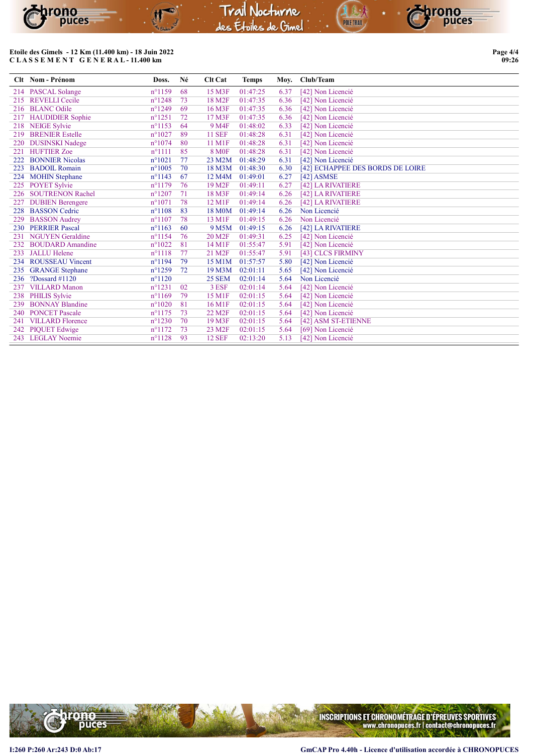Etoile des Gimels - 12 Km (11.400 km) - 18 Juin 2022
C L A S S E M E N T G E N E R A L - 11.400 km

| Clt | Nom - Prénom | Doss. | Né | Clt Cat | Temps | Moy. | Club/Team |
|---|---|---|---|---|---|---|---|
| 214 | PASCAL Solange | n°1159 | 68 | 15 M3F | 01:47:25 | 6.37 | [42] Non Licencié |
| 215 | REVELLI Cecile | n°1248 | 73 | 18 M2F | 01:47:35 | 6.36 | [42] Non Licencié |
| 216 | BLANC Odile | n°1249 | 69 | 16 M3F | 01:47:35 | 6.36 | [42] Non Licencié |
| 217 | HAUDIDIER Sophie | n°1251 | 72 | 17 M3F | 01:47:35 | 6.36 | [42] Non Licencié |
| 218 | NEIGE Sylvie | n°1153 | 64 | 9 M4F | 01:48:02 | 6.33 | [42] Non Licencié |
| 219 | BRENIER Estelle | n°1027 | 89 | 11 SEF | 01:48:28 | 6.31 | [42] Non Licencié |
| 220 | DUSINSKI Nadege | n°1074 | 80 | 11 M1F | 01:48:28 | 6.31 | [42] Non Licencié |
| 221 | HUFTIER Zoe | n°1111 | 85 | 8 M0F | 01:48:28 | 6.31 | [42] Non Licencié |
| 222 | BONNIER Nicolas | n°1021 | 77 | 23 M2M | 01:48:29 | 6.31 | [42] Non Licencié |
| 223 | BADOIL Romain | n°1005 | 70 | 18 M3M | 01:48:30 | 6.30 | [42] ECHAPPEE DES BORDS DE LOIRE |
| 224 | MOHIN Stephane | n°1143 | 67 | 12 M4M | 01:49:01 | 6.27 | [42] ASMSE |
| 225 | POYET Sylvie | n°1179 | 76 | 19 M2F | 01:49:11 | 6.27 | [42] LA RIVATIERE |
| 226 | SOUTRENON Rachel | n°1207 | 71 | 18 M3F | 01:49:14 | 6.26 | [42] LA RIVATIERE |
| 227 | DUBIEN Berengere | n°1071 | 78 | 12 M1F | 01:49:14 | 6.26 | [42] LA RIVATIERE |
| 228 | BASSON Cedric | n°1108 | 83 | 18 M0M | 01:49:14 | 6.26 | Non Licencié |
| 229 | BASSON Audrey | n°1107 | 78 | 13 M1F | 01:49:15 | 6.26 | Non Licencié |
| 230 | PERRIER Pascal | n°1163 | 60 | 9 M5M | 01:49:15 | 6.26 | [42] LA RIVATIERE |
| 231 | NGUYEN Geraldine | n°1154 | 76 | 20 M2F | 01:49:31 | 6.25 | [42] Non Licencié |
| 232 | BOUDARD Amandine | n°1022 | 81 | 14 M1F | 01:55:47 | 5.91 | [42] Non Licencié |
| 233 | JALLU Helene | n°1118 | 77 | 21 M2F | 01:55:47 | 5.91 | [43] CLCS FIRMINY |
| 234 | ROUSSEAU Vincent | n°1194 | 79 | 15 M1M | 01:57:57 | 5.80 | [42] Non Licencié |
| 235 | GRANGE Stephane | n°1259 | 72 | 19 M3M | 02:01:11 | 5.65 | [42] Non Licencié |
| 236 | ?Dossard #1120 | n°1120 | | 25 SEM | 02:01:14 | 5.64 | Non Licencié |
| 237 | VILLARD Manon | n°1231 | 02 | 3 ESF | 02:01:14 | 5.64 | [42] Non Licencié |
| 238 | PHILIS Sylvie | n°1169 | 79 | 15 M1F | 02:01:15 | 5.64 | [42] Non Licencié |
| 239 | BONNAY Blandine | n°1020 | 81 | 16 M1F | 02:01:15 | 5.64 | [42] Non Licencié |
| 240 | PONCET Pascale | n°1175 | 73 | 22 M2F | 02:01:15 | 5.64 | [42] Non Licencié |
| 241 | VILLARD Florence | n°1230 | 70 | 19 M3F | 02:01:15 | 5.64 | [42] ASM ST-ETIENNE |
| 242 | PIQUET Edwige | n°1172 | 73 | 23 M2F | 02:01:15 | 5.64 | [69] Non Licencié |
| 243 | LEGLAY Noemie | n°1128 | 93 | 12 SEF | 02:13:20 | 5.13 | [42] Non Licencié |

I:260 P:260 Ar:243 D:0 Ab:17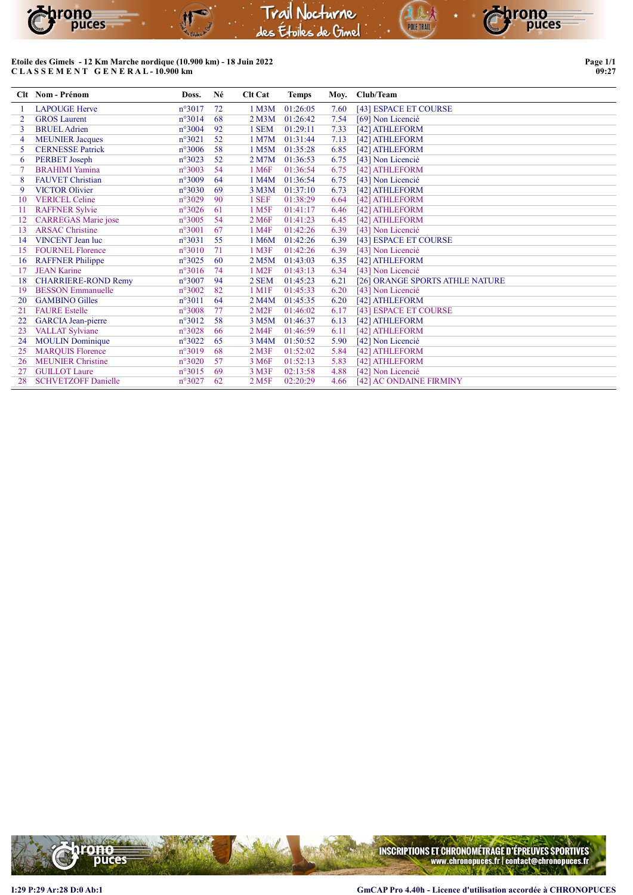**Etoile des Gimels - 12 Km Marche nordique (10.900 km) - 18 Juin 2022**
**CLASSEMENT GENERAL - 10.900 km**

| Clt | Nom - Prénom | Doss. | Né | Clt Cat | Temps | Moy. | Club/Team |
|---|---|---|---|---|---|---|---|
| 1 | LAPOUGE Herve | n°3017 | 72 | 1 M3M | 01:26:05 | 7.60 | [43] ESPACE ET COURSE |
| 2 | GROS Laurent | n°3014 | 68 | 2 M3M | 01:26:42 | 7.54 | [69] Non Licencié |
| 3 | BRUEL Adrien | n°3004 | 92 | 1 SEM | 01:29:11 | 7.33 | [42] ATHLEFORM |
| 4 | MEUNIER Jacques | n°3021 | 52 | 1 M7M | 01:31:44 | 7.13 | [42] ATHLEFORM |
| 5 | CERNESSE Patrick | n°3006 | 58 | 1 M5M | 01:35:28 | 6.85 | [42] ATHLEFORM |
| 6 | PERBET Joseph | n°3023 | 52 | 2 M7M | 01:36:53 | 6.75 | [43] Non Licencié |
| 7 | BRAHIMI Yamina | n°3003 | 54 | 1 M6F | 01:36:54 | 6.75 | [42] ATHLEFORM |
| 8 | FAUVET Christian | n°3009 | 64 | 1 M4M | 01:36:54 | 6.75 | [43] Non Licencié |
| 9 | VICTOR Olivier | n°3030 | 69 | 3 M3M | 01:37:10 | 6.73 | [42] ATHLEFORM |
| 10 | VERICEL Celine | n°3029 | 90 | 1 SEF | 01:38:29 | 6.64 | [42] ATHLEFORM |
| 11 | RAFFNER Sylvie | n°3026 | 61 | 1 M5F | 01:41:17 | 6.46 | [42] ATHLEFORM |
| 12 | CARREGAS Marie jose | n°3005 | 54 | 2 M6F | 01:41:23 | 6.45 | [42] ATHLEFORM |
| 13 | ARSAC Christine | n°3001 | 67 | 1 M4F | 01:42:26 | 6.39 | [43] Non Licencié |
| 14 | VINCENT Jean luc | n°3031 | 55 | 1 M6M | 01:42:26 | 6.39 | [43] ESPACE ET COURSE |
| 15 | FOURNEL Florence | n°3010 | 71 | 1 M3F | 01:42:26 | 6.39 | [43] Non Licencié |
| 16 | RAFFNER Philippe | n°3025 | 60 | 2 M5M | 01:43:03 | 6.35 | [42] ATHLEFORM |
| 17 | JEAN Karine | n°3016 | 74 | 1 M2F | 01:43:13 | 6.34 | [43] Non Licencié |
| 18 | CHARRIERE-ROND Remy | n°3007 | 94 | 2 SEM | 01:45:23 | 6.21 | [26] ORANGE SPORTS ATHLE NATURE |
| 19 | BESSON Emmanuelle | n°3002 | 82 | 1 M1F | 01:45:33 | 6.20 | [43] Non Licencié |
| 20 | GAMBINO Gilles | n°3011 | 64 | 2 M4M | 01:45:35 | 6.20 | [42] ATHLEFORM |
| 21 | FAURE Estelle | n°3008 | 77 | 2 M2F | 01:46:02 | 6.17 | [43] ESPACE ET COURSE |
| 22 | GARCIA Jean-pierre | n°3012 | 58 | 3 M5M | 01:46:37 | 6.13 | [42] ATHLEFORM |
| 23 | VALLAT Sylviane | n°3028 | 66 | 2 M4F | 01:46:59 | 6.11 | [42] ATHLEFORM |
| 24 | MOULIN Dominique | n°3022 | 65 | 3 M4M | 01:50:52 | 5.90 | [42] Non Licencié |
| 25 | MARQUIS Florence | n°3019 | 68 | 2 M3F | 01:52:02 | 5.84 | [42] ATHLEFORM |
| 26 | MEUNIER Christine | n°3020 | 57 | 3 M6F | 01:52:13 | 5.83 | [42] ATHLEFORM |
| 27 | GUILLOT Laure | n°3015 | 69 | 3 M3F | 02:13:58 | 4.88 | [42] Non Licencié |
| 28 | SCHVETZOFF Danielle | n°3027 | 62 | 2 M5F | 02:20:29 | 4.66 | [42] AC ONDAINE FIRMINY |

I:29 P:29 Ar:28 D:0 Ab:1